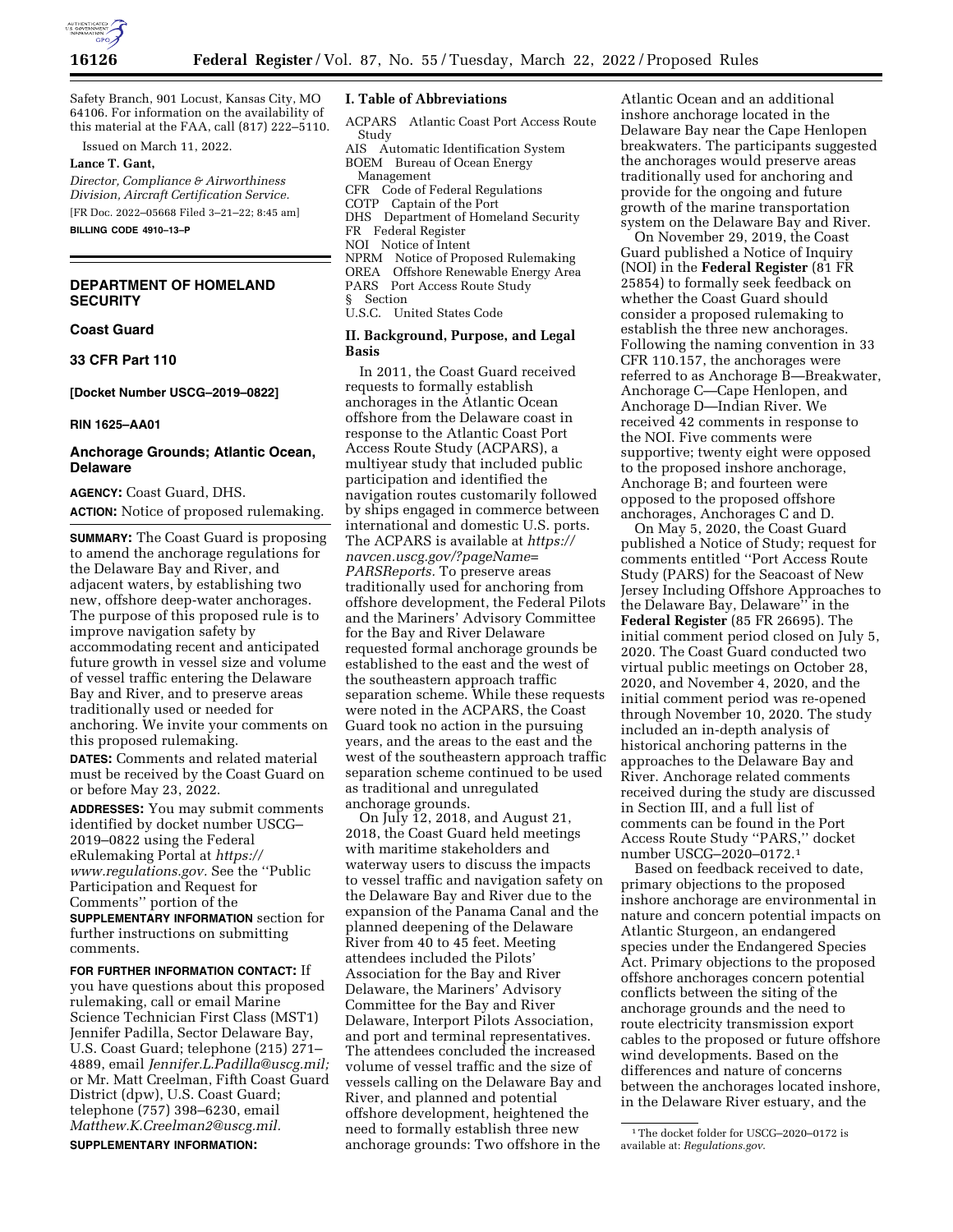Safety Branch, 901 Locust, Kansas City, MO 64106. For information on the availability of this material at the FAA, call (817) 222–5110.

Issued on March 11, 2022.

**Lance T. Gant,**

*Director, Compliance & Airworthiness Division, Aircraft Certification Service.*

[FR Doc. 2022–05668 Filed 3–21–22; 8:45 am]

**BILLING CODE 4910–13–P**

---

# DEPARTMENT OF HOMELAND SECURITY

## Coast Guard

## 33 CFR Part 110

**[Docket Number USCG–2019–0822]**

**RIN 1625–AA01**

## Anchorage Grounds; Atlantic Ocean, Delaware

**AGENCY:** Coast Guard, DHS.

**ACTION:** Notice of proposed rulemaking.

**SUMMARY:** The Coast Guard is proposing to amend the anchorage regulations for the Delaware Bay and River, and adjacent waters, by establishing two new, offshore deep-water anchorages. The purpose of this proposed rule is to improve navigation safety by accommodating recent and anticipated future growth in vessel size and volume of vessel traffic entering the Delaware Bay and River, and to preserve areas traditionally used or needed for anchoring. We invite your comments on this proposed rulemaking.

**DATES:** Comments and related material must be received by the Coast Guard on or before May 23, 2022.

**ADDRESSES:** You may submit comments identified by docket number USCG–2019–0822 using the Federal eRulemaking Portal at *https://www.regulations.gov.* See the "Public Participation and Request for Comments" portion of the **SUPPLEMENTARY INFORMATION** section for further instructions on submitting comments.

**FOR FURTHER INFORMATION CONTACT:** If you have questions about this proposed rulemaking, call or email Marine Science Technician First Class (MST1) Jennifer Padilla, Sector Delaware Bay, U.S. Coast Guard; telephone (215) 271–4889, email *Jennifer.L.Padilla@uscg.mil;* or Mr. Matt Creelman, Fifth Coast Guard District (dpw), U.S. Coast Guard; telephone (757) 398–6230, email *Matthew.K.Creelman2@uscg.mil.*

**SUPPLEMENTARY INFORMATION:**

### I. Table of Abbreviations

ACPARS Atlantic Coast Port Access Route Study
AIS Automatic Identification System
BOEM Bureau of Ocean Energy Management
CFR Code of Federal Regulations
COTP Captain of the Port
DHS Department of Homeland Security
FR Federal Register
NOI Notice of Intent
NPRM Notice of Proposed Rulemaking
OREA Offshore Renewable Energy Area
PARS Port Access Route Study
§ Section
U.S.C. United States Code

### II. Background, Purpose, and Legal Basis

In 2011, the Coast Guard received requests to formally establish anchorages in the Atlantic Ocean offshore from the Delaware coast in response to the Atlantic Coast Port Access Route Study (ACPARS), a multiyear study that included public participation and identified the navigation routes customarily followed by ships engaged in commerce between international and domestic U.S. ports. The ACPARS is available at *https://navcen.uscg.gov/?pageName=PARSReports.* To preserve areas traditionally used for anchoring from offshore development, the Federal Pilots and the Mariners' Advisory Committee for the Bay and River Delaware requested formal anchorage grounds be established to the east and the west of the southeastern approach traffic separation scheme. While these requests were noted in the ACPARS, the Coast Guard took no action in the pursuing years, and the areas to the east and the west of the southeastern approach traffic separation scheme continued to be used as traditional and unregulated anchorage grounds.

On July 12, 2018, and August 21, 2018, the Coast Guard held meetings with maritime stakeholders and waterway users to discuss the impacts to vessel traffic and navigation safety on the Delaware Bay and River due to the expansion of the Panama Canal and the planned deepening of the Delaware River from 40 to 45 feet. Meeting attendees included the Pilots' Association for the Bay and River Delaware, the Mariners' Advisory Committee for the Bay and River Delaware, Interport Pilots Association, and port and terminal representatives. The attendees concluded the increased volume of vessel traffic and the size of vessels calling on the Delaware Bay and River, and planned and potential offshore development, heightened the need to formally establish three new anchorage grounds: Two offshore in the Atlantic Ocean and an additional inshore anchorage located in the Delaware Bay near the Cape Henlopen breakwaters. The participants suggested the anchorages would preserve areas traditionally used for anchoring and provide for the ongoing and future growth of the marine transportation system on the Delaware Bay and River.

On November 29, 2019, the Coast Guard published a Notice of Inquiry (NOI) in the **Federal Register** (81 FR 25854) to formally seek feedback on whether the Coast Guard should consider a proposed rulemaking to establish the three new anchorages. Following the naming convention in 33 CFR 110.157, the anchorages were referred to as Anchorage B—Breakwater, Anchorage C—Cape Henlopen, and Anchorage D—Indian River. We received 42 comments in response to the NOI. Five comments were supportive; twenty eight were opposed to the proposed inshore anchorage, Anchorage B; and fourteen were opposed to the proposed offshore anchorages, Anchorages C and D.

On May 5, 2020, the Coast Guard published a Notice of Study; request for comments entitled "Port Access Route Study (PARS) for the Seacoast of New Jersey Including Offshore Approaches to the Delaware Bay, Delaware" in the **Federal Register** (85 FR 26695). The initial comment period closed on July 5, 2020. The Coast Guard conducted two virtual public meetings on October 28, 2020, and November 4, 2020, and the initial comment period was re-opened through November 10, 2020. The study included an in-depth analysis of historical anchoring patterns in the approaches to the Delaware Bay and River. Anchorage related comments received during the study are discussed in Section III, and a full list of comments can be found in the Port Access Route Study "PARS," docket number USCG–2020–0172.[1]

Based on feedback received to date, primary objections to the proposed inshore anchorage are environmental in nature and concern potential impacts on Atlantic Sturgeon, an endangered species under the Endangered Species Act. Primary objections to the proposed offshore anchorages concern potential conflicts between the siting of the anchorage grounds and the need to route electricity transmission export cables to the proposed or future offshore wind developments. Based on the differences and nature of concerns between the anchorages located inshore, in the Delaware River estuary, and the

[1] The docket folder for USCG–2020–0172 is available at: *Regulations.gov.*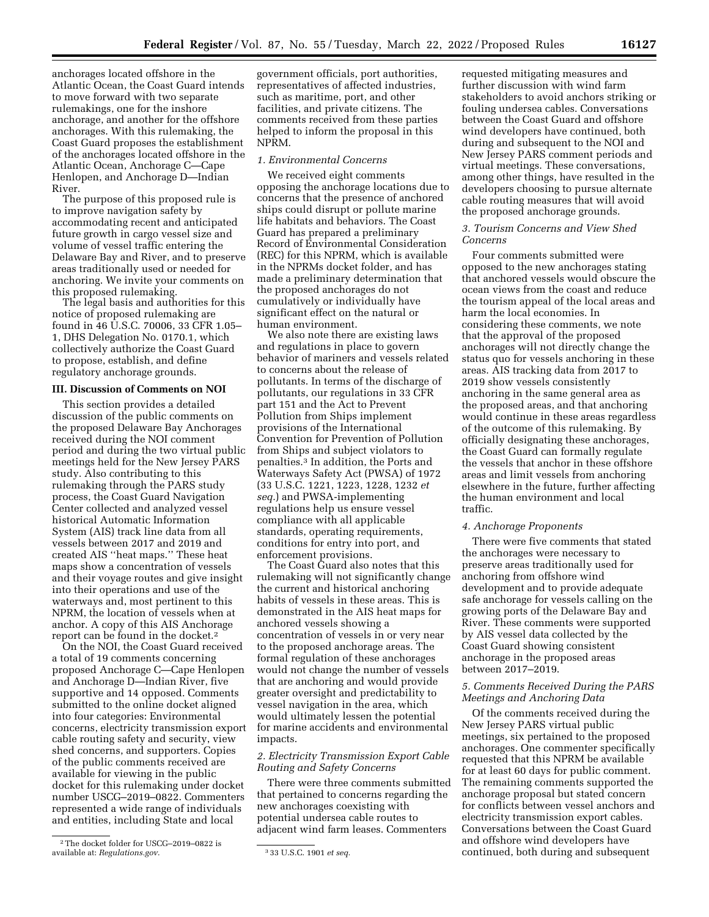anchorages located offshore in the Atlantic Ocean, the Coast Guard intends to move forward with two separate rulemakings, one for the inshore anchorage, and another for the offshore anchorages. With this rulemaking, the Coast Guard proposes the establishment of the anchorages located offshore in the Atlantic Ocean, Anchorage C—Cape Henlopen, and Anchorage D—Indian River.

The purpose of this proposed rule is to improve navigation safety by accommodating recent and anticipated future growth in cargo vessel size and volume of vessel traffic entering the Delaware Bay and River, and to preserve areas traditionally used or needed for anchoring. We invite your comments on this proposed rulemaking.

The legal basis and authorities for this notice of proposed rulemaking are found in 46 U.S.C. 70006, 33 CFR 1.05–1, DHS Delegation No. 0170.1, which collectively authorize the Coast Guard to propose, establish, and define regulatory anchorage grounds.

## III. Discussion of Comments on NOI

This section provides a detailed discussion of the public comments on the proposed Delaware Bay Anchorages received during the NOI comment period and during the two virtual public meetings held for the New Jersey PARS study. Also contributing to this rulemaking through the PARS study process, the Coast Guard Navigation Center collected and analyzed vessel historical Automatic Information System (AIS) track line data from all vessels between 2017 and 2019 and created AIS ''heat maps.'' These heat maps show a concentration of vessels and their voyage routes and give insight into their operations and use of the waterways and, most pertinent to this NPRM, the location of vessels when at anchor. A copy of this AIS Anchorage report can be found in the docket.[2]

On the NOI, the Coast Guard received a total of 19 comments concerning proposed Anchorage C—Cape Henlopen and Anchorage D—Indian River, five supportive and 14 opposed. Comments submitted to the online docket aligned into four categories: Environmental concerns, electricity transmission export cable routing safety and security, view shed concerns, and supporters. Copies of the public comments received are available for viewing in the public docket for this rulemaking under docket number USCG–2019–0822. Commenters represented a wide range of individuals and entities, including State and local government officials, port authorities, representatives of affected industries, such as maritime, port, and other facilities, and private citizens. The comments received from these parties helped to inform the proposal in this NPRM.

### *1. Environmental Concerns*

We received eight comments opposing the anchorage locations due to concerns that the presence of anchored ships could disrupt or pollute marine life habitats and behaviors. The Coast Guard has prepared a preliminary Record of Environmental Consideration (REC) for this NPRM, which is available in the NPRMs docket folder, and has made a preliminary determination that the proposed anchorages do not cumulatively or individually have significant effect on the natural or human environment.

We also note there are existing laws and regulations in place to govern behavior of mariners and vessels related to concerns about the release of pollutants. In terms of the discharge of pollutants, our regulations in 33 CFR part 151 and the Act to Prevent Pollution from Ships implement provisions of the International Convention for Prevention of Pollution from Ships and subject violators to penalties.[3] In addition, the Ports and Waterways Safety Act (PWSA) of 1972 (33 U.S.C. 1221, 1223, 1228, 1232 *et seq.*) and PWSA-implementing regulations help us ensure vessel compliance with all applicable standards, operating requirements, conditions for entry into port, and enforcement provisions.

The Coast Guard also notes that this rulemaking will not significantly change the current and historical anchoring habits of vessels in these areas. This is demonstrated in the AIS heat maps for anchored vessels showing a concentration of vessels in or very near to the proposed anchorage areas. The formal regulation of these anchorages would not change the number of vessels that are anchoring and would provide greater oversight and predictability to vessel navigation in the area, which would ultimately lessen the potential for marine accidents and environmental impacts.

### *2. Electricity Transmission Export Cable Routing and Safety Concerns*

There were three comments submitted that pertained to concerns regarding the new anchorages coexisting with potential undersea cable routes to adjacent wind farm leases. Commenters requested mitigating measures and further discussion with wind farm stakeholders to avoid anchors striking or fouling undersea cables. Conversations between the Coast Guard and offshore wind developers have continued, both during and subsequent to the NOI and New Jersey PARS comment periods and virtual meetings. These conversations, among other things, have resulted in the developers choosing to pursue alternate cable routing measures that will avoid the proposed anchorage grounds.

### *3. Tourism Concerns and View Shed Concerns*

Four comments submitted were opposed to the new anchorages stating that anchored vessels would obscure the ocean views from the coast and reduce the tourism appeal of the local areas and harm the local economies. In considering these comments, we note that the approval of the proposed anchorages will not directly change the status quo for vessels anchoring in these areas. AIS tracking data from 2017 to 2019 show vessels consistently anchoring in the same general area as the proposed areas, and that anchoring would continue in these areas regardless of the outcome of this rulemaking. By officially designating these anchorages, the Coast Guard can formally regulate the vessels that anchor in these offshore areas and limit vessels from anchoring elsewhere in the future, further affecting the human environment and local traffic.

### *4. Anchorage Proponents*

There were five comments that stated the anchorages were necessary to preserve areas traditionally used for anchoring from offshore wind development and to provide adequate safe anchorage for vessels calling on the growing ports of the Delaware Bay and River. These comments were supported by AIS vessel data collected by the Coast Guard showing consistent anchorage in the proposed areas between 2017–2019.

### *5. Comments Received During the PARS Meetings and Anchoring Data*

Of the comments received during the New Jersey PARS virtual public meetings, six pertained to the proposed anchorages. One commenter specifically requested that this NPRM be available for at least 60 days for public comment. The remaining comments supported the anchorage proposal but stated concern for conflicts between vessel anchors and electricity transmission export cables. Conversations between the Coast Guard and offshore wind developers have continued, both during and subsequent

---

[2] The docket folder for USCG–2019–0822 is available at: *Regulations.gov*.

[3] 33 U.S.C. 1901 *et seq.*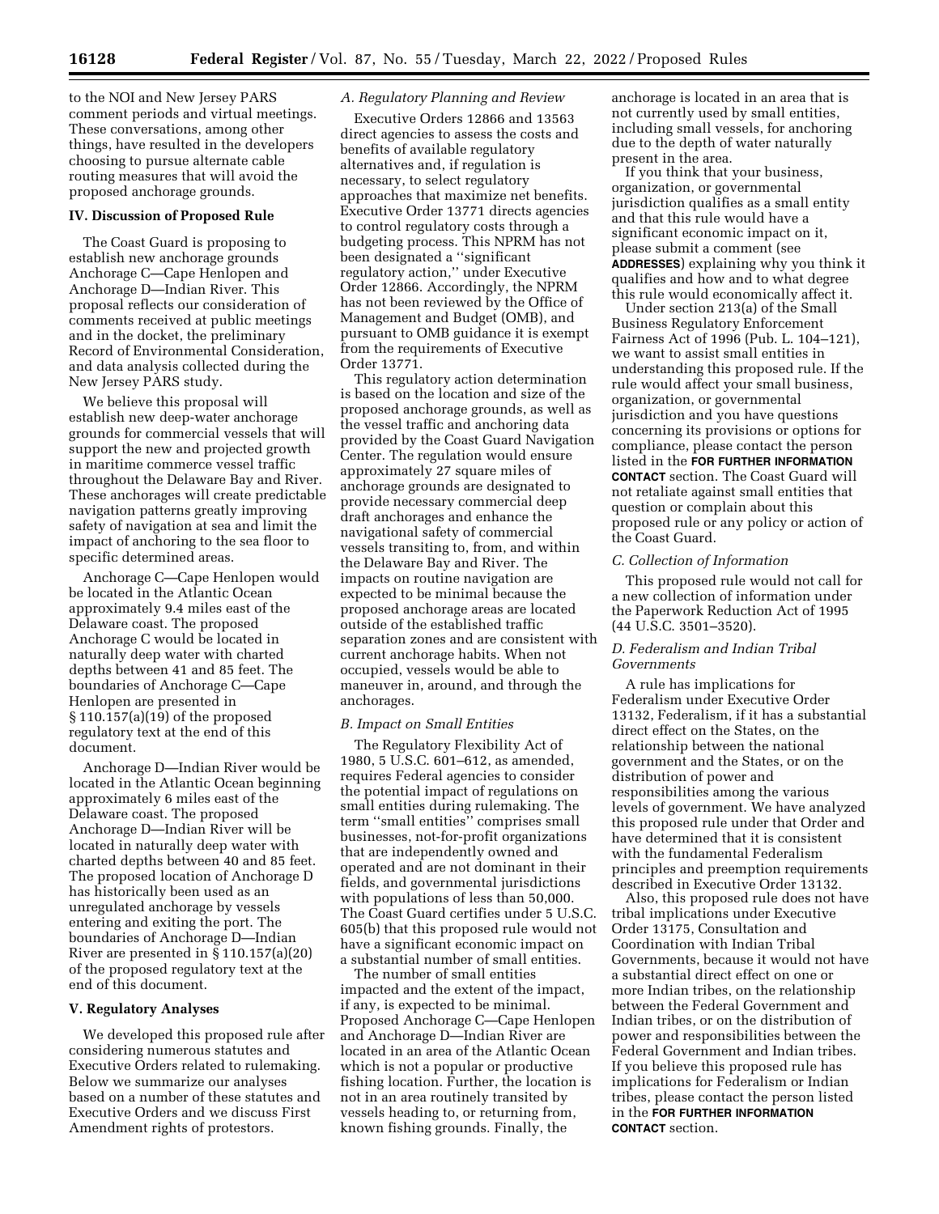to the NOI and New Jersey PARS comment periods and virtual meetings. These conversations, among other things, have resulted in the developers choosing to pursue alternate cable routing measures that will avoid the proposed anchorage grounds.

## IV. Discussion of Proposed Rule

The Coast Guard is proposing to establish new anchorage grounds Anchorage C—Cape Henlopen and Anchorage D—Indian River. This proposal reflects our consideration of comments received at public meetings and in the docket, the preliminary Record of Environmental Consideration, and data analysis collected during the New Jersey PARS study.

We believe this proposal will establish new deep-water anchorage grounds for commercial vessels that will support the new and projected growth in maritime commerce vessel traffic throughout the Delaware Bay and River. These anchorages will create predictable navigation patterns greatly improving safety of navigation at sea and limit the impact of anchoring to the sea floor to specific determined areas.

Anchorage C—Cape Henlopen would be located in the Atlantic Ocean approximately 9.4 miles east of the Delaware coast. The proposed Anchorage C would be located in naturally deep water with charted depths between 41 and 85 feet. The boundaries of Anchorage C—Cape Henlopen are presented in § 110.157(a)(19) of the proposed regulatory text at the end of this document.

Anchorage D—Indian River would be located in the Atlantic Ocean beginning approximately 6 miles east of the Delaware coast. The proposed Anchorage D—Indian River will be located in naturally deep water with charted depths between 40 and 85 feet. The proposed location of Anchorage D has historically been used as an unregulated anchorage by vessels entering and exiting the port. The boundaries of Anchorage D—Indian River are presented in § 110.157(a)(20) of the proposed regulatory text at the end of this document.

## V. Regulatory Analyses

We developed this proposed rule after considering numerous statutes and Executive Orders related to rulemaking. Below we summarize our analyses based on a number of these statutes and Executive Orders and we discuss First Amendment rights of protestors.

### *A. Regulatory Planning and Review*

Executive Orders 12866 and 13563 direct agencies to assess the costs and benefits of available regulatory alternatives and, if regulation is necessary, to select regulatory approaches that maximize net benefits. Executive Order 13771 directs agencies to control regulatory costs through a budgeting process. This NPRM has not been designated a ''significant regulatory action,'' under Executive Order 12866. Accordingly, the NPRM has not been reviewed by the Office of Management and Budget (OMB), and pursuant to OMB guidance it is exempt from the requirements of Executive Order 13771.

This regulatory action determination is based on the location and size of the proposed anchorage grounds, as well as the vessel traffic and anchoring data provided by the Coast Guard Navigation Center. The regulation would ensure approximately 27 square miles of anchorage grounds are designated to provide necessary commercial deep draft anchorages and enhance the navigational safety of commercial vessels transiting to, from, and within the Delaware Bay and River. The impacts on routine navigation are expected to be minimal because the proposed anchorage areas are located outside of the established traffic separation zones and are consistent with current anchorage habits. When not occupied, vessels would be able to maneuver in, around, and through the anchorages.

### *B. Impact on Small Entities*

The Regulatory Flexibility Act of 1980, 5 U.S.C. 601–612, as amended, requires Federal agencies to consider the potential impact of regulations on small entities during rulemaking. The term ''small entities'' comprises small businesses, not-for-profit organizations that are independently owned and operated and are not dominant in their fields, and governmental jurisdictions with populations of less than 50,000. The Coast Guard certifies under 5 U.S.C. 605(b) that this proposed rule would not have a significant economic impact on a substantial number of small entities.

The number of small entities impacted and the extent of the impact, if any, is expected to be minimal. Proposed Anchorage C—Cape Henlopen and Anchorage D—Indian River are located in an area of the Atlantic Ocean which is not a popular or productive fishing location. Further, the location is not in an area routinely transited by vessels heading to, or returning from, known fishing grounds. Finally, the anchorage is located in an area that is not currently used by small entities, including small vessels, for anchoring due to the depth of water naturally present in the area.

If you think that your business, organization, or governmental jurisdiction qualifies as a small entity and that this rule would have a significant economic impact on it, please submit a comment (see **ADDRESSES**) explaining why you think it qualifies and how and to what degree this rule would economically affect it.

Under section 213(a) of the Small Business Regulatory Enforcement Fairness Act of 1996 (Pub. L. 104–121), we want to assist small entities in understanding this proposed rule. If the rule would affect your small business, organization, or governmental jurisdiction and you have questions concerning its provisions or options for compliance, please contact the person listed in the **FOR FURTHER INFORMATION CONTACT** section. The Coast Guard will not retaliate against small entities that question or complain about this proposed rule or any policy or action of the Coast Guard.

### *C. Collection of Information*

This proposed rule would not call for a new collection of information under the Paperwork Reduction Act of 1995 (44 U.S.C. 3501–3520).

### *D. Federalism and Indian Tribal Governments*

A rule has implications for Federalism under Executive Order 13132, Federalism, if it has a substantial direct effect on the States, on the relationship between the national government and the States, or on the distribution of power and responsibilities among the various levels of government. We have analyzed this proposed rule under that Order and have determined that it is consistent with the fundamental Federalism principles and preemption requirements described in Executive Order 13132.

Also, this proposed rule does not have tribal implications under Executive Order 13175, Consultation and Coordination with Indian Tribal Governments, because it would not have a substantial direct effect on one or more Indian tribes, on the relationship between the Federal Government and Indian tribes, or on the distribution of power and responsibilities between the Federal Government and Indian tribes. If you believe this proposed rule has implications for Federalism or Indian tribes, please contact the person listed in the **FOR FURTHER INFORMATION CONTACT** section.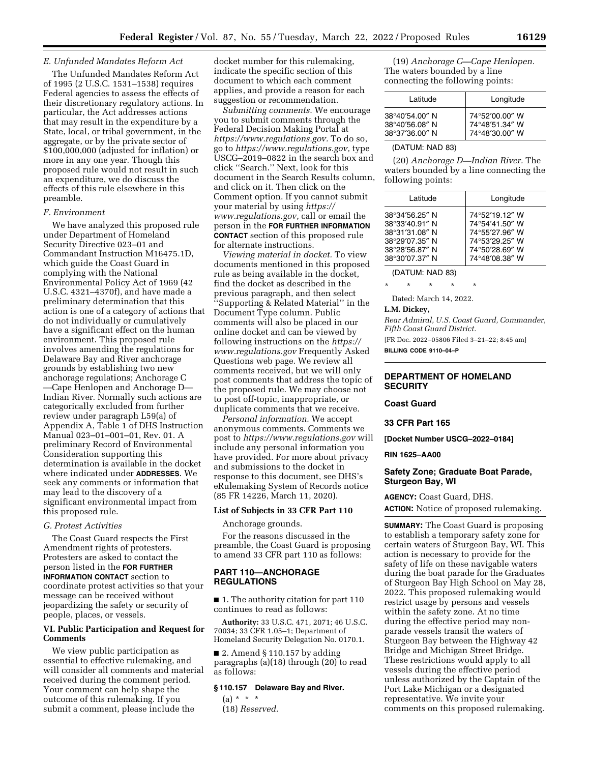### E. Unfunded Mandates Reform Act

The Unfunded Mandates Reform Act of 1995 (2 U.S.C. 1531–1538) requires Federal agencies to assess the effects of their discretionary regulatory actions. In particular, the Act addresses actions that may result in the expenditure by a State, local, or tribal government, in the aggregate, or by the private sector of $100,000,000 (adjusted for inflation) or more in any one year. Though this proposed rule would not result in such an expenditure, we do discuss the effects of this rule elsewhere in this preamble.

### F. Environment

We have analyzed this proposed rule under Department of Homeland Security Directive 023–01 and Commandant Instruction M16475.1D, which guide the Coast Guard in complying with the National Environmental Policy Act of 1969 (42 U.S.C. 4321–4370f), and have made a preliminary determination that this action is one of a category of actions that do not individually or cumulatively have a significant effect on the human environment. This proposed rule involves amending the regulations for Delaware Bay and River anchorage grounds by establishing two new anchorage regulations; Anchorage C —Cape Henlopen and Anchorage D—Indian River. Normally such actions are categorically excluded from further review under paragraph L59(a) of Appendix A, Table 1 of DHS Instruction Manual 023–01–001–01, Rev. 01. A preliminary Record of Environmental Consideration supporting this determination is available in the docket where indicated under **ADDRESSES**. We seek any comments or information that may lead to the discovery of a significant environmental impact from this proposed rule.

### G. Protest Activities

The Coast Guard respects the First Amendment rights of protesters. Protesters are asked to contact the person listed in the **FOR FURTHER INFORMATION CONTACT** section to coordinate protest activities so that your message can be received without jeopardizing the safety or security of people, places, or vessels.

## VI. Public Participation and Request for Comments

We view public participation as essential to effective rulemaking, and will consider all comments and material received during the comment period. Your comment can help shape the outcome of this rulemaking. If you submit a comment, please include the docket number for this rulemaking, indicate the specific section of this document to which each comment applies, and provide a reason for each suggestion or recommendation.

*Submitting comments.* We encourage you to submit comments through the Federal Decision Making Portal at *https://www.regulations.gov.* To do so, go to *https://www.regulations.gov,* type USCG–2019–0822 in the search box and click ''Search.'' Next, look for this document in the Search Results column, and click on it. Then click on the Comment option. If you cannot submit your material by using *https://www.regulations.gov,* call or email the person in the **FOR FURTHER INFORMATION CONTACT** section of this proposed rule for alternate instructions.

*Viewing material in docket.* To view documents mentioned in this proposed rule as being available in the docket, find the docket as described in the previous paragraph, and then select ''Supporting & Related Material'' in the Document Type column. Public comments will also be placed in our online docket and can be viewed by following instructions on the *https://www.regulations.gov* Frequently Asked Questions web page. We review all comments received, but we will only post comments that address the topic of the proposed rule. We may choose not to post off-topic, inappropriate, or duplicate comments that we receive.

*Personal information.* We accept anonymous comments. Comments we post to *https://www.regulations.gov* will include any personal information you have provided. For more about privacy and submissions to the docket in response to this document, see DHS's eRulemaking System of Records notice (85 FR 14226, March 11, 2020).

### List of Subjects in 33 CFR Part 110

Anchorage grounds.

For the reasons discussed in the preamble, the Coast Guard is proposing to amend 33 CFR part 110 as follows:

## PART 110—ANCHORAGE REGULATIONS

■ 1. The authority citation for part 110 continues to read as follows:

**Authority:** 33 U.S.C. 471, 2071; 46 U.S.C. 70034; 33 CFR 1.05–1; Department of Homeland Security Delegation No. 0170.1.

■ 2. Amend § 110.157 by adding paragraphs (a)(18) through (20) to read as follows:

### § 110.157 Delaware Bay and River.

(a) * * *

(18) *Reserved.*

(19) *Anchorage C—Cape Henlopen.* The waters bounded by a line connecting the following points:

| Latitude | Longitude |
|---|---|
| 38°40′54.00″ N | 74°52′00.00″ W |
| 38°40′56.08″ N | 74°48′51.34″ W |
| 38°37′36.00″ N | 74°48′30.00″ W |

(DATUM: NAD 83)

(20) *Anchorage D—Indian River.* The waters bounded by a line connecting the following points:

| Latitude | Longitude |
|---|---|
| 38°34′56.25″ N | 74°52′19.12″ W |
| 38°33′40.91″ N | 74°54′41.50″ W |
| 38°31′31.08″ N | 74°55′27.96″ W |
| 38°29′07.35″ N | 74°53′29.25″ W |
| 38°28′56.87″ N | 74°50′28.69″ W |
| 38°30′07.37″ N | 74°48′08.38″ W |

(DATUM: NAD 83)

\* \* \* \* \*

Dated: March 14, 2022.

**L.M. Dickey,**

*Rear Admiral, U.S. Coast Guard, Commander, Fifth Coast Guard District.*

[FR Doc. 2022–05806 Filed 3–21–22; 8:45 am]

**BILLING CODE 9110–04–P**

---

## DEPARTMENT OF HOMELAND SECURITY

### Coast Guard

### 33 CFR Part 165

**[Docket Number USCG–2022–0184]**

**RIN 1625–AA00**

## Safety Zone; Graduate Boat Parade, Sturgeon Bay, WI

**AGENCY:** Coast Guard, DHS.

**ACTION:** Notice of proposed rulemaking.

**SUMMARY:** The Coast Guard is proposing to establish a temporary safety zone for certain waters of Sturgeon Bay, WI. This action is necessary to provide for the safety of life on these navigable waters during the boat parade for the Graduates of Sturgeon Bay High School on May 28, 2022. This proposed rulemaking would restrict usage by persons and vessels within the safety zone. At no time during the effective period may non-parade vessels transit the waters of Sturgeon Bay between the Highway 42 Bridge and Michigan Street Bridge. These restrictions would apply to all vessels during the effective period unless authorized by the Captain of the Port Lake Michigan or a designated representative. We invite your comments on this proposed rulemaking.